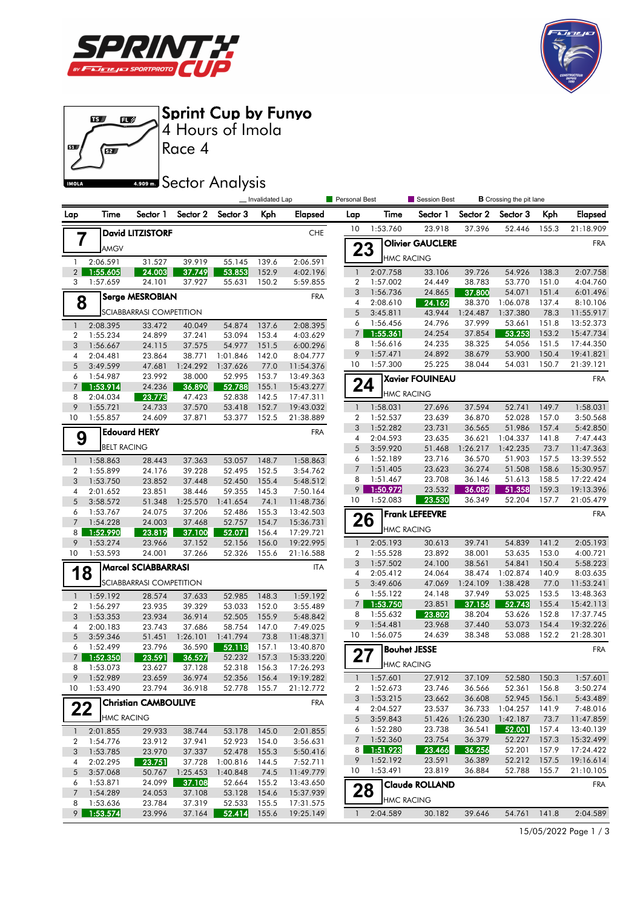# Sprint Cup by Funyo

## 4 Hours of Imola

## Race 4

## Sector Analysis

_ Invalidated Lap | Personal Best | Session Best | B Crossing the pit lane

### 7 David LITZISTORF — CHE — AMGV

| Lap | Time | Sector 1 | Sector 2 | Sector 3 | Kph | Elapsed |
|---|---|---|---|---|---|---|
| 1 | 2:06.591 | 31.527 | 39.919 | 55.145 | 139.6 | 2:06.591 |
| 2 | 1:55.605 | 24.003 | 37.749 | 53.853 | 152.9 | 4:02.196 |
| 3 | 1:57.659 | 24.101 | 37.927 | 55.631 | 150.2 | 5:59.855 |

### 8 Serge MESROBIAN — FRA — SCIABBARRASI COMPETITION

| Lap | Time | Sector 1 | Sector 2 | Sector 3 | Kph | Elapsed |
|---|---|---|---|---|---|---|
| 1 | 2:08.395 | 33.472 | 40.049 | 54.874 | 137.6 | 2:08.395 |
| 2 | 1:55.234 | 24.899 | 37.241 | 53.094 | 153.4 | 4:03.629 |
| 3 | 1:56.667 | 24.115 | 37.575 | 54.977 | 151.5 | 6:00.296 |
| 4 | 2:04.481 | 23.864 | 38.771 | 1:01.846 | 142.0 | 8:04.777 |
| 5 | 3:49.599 | 47.681 | 1:24.292 | 1:37.626 | 77.0 | 11:54.376 |
| 6 | 1:54.987 | 24.000 | 38.000 | 52.995 | 153.7 | 13:49.363 |
| 7 | 1:53.914 | 24.236 | 36.890 | 52.788 | 155.1 | 15:43.277 |
| 8 | 2:04.034 | 23.773 | 47.423 | 52.838 | 142.5 | 17:47.311 |
| 9 | 1:55.721 | 24.733 | 37.570 | 53.418 | 152.7 | 19:43.032 |
| 10 | 1:55.857 | 24.609 | 37.871 | 53.377 | 152.5 | 21:38.889 |

### 9 Edouard HERY — FRA — BELT RACING

| Lap | Time | Sector 1 | Sector 2 | Sector 3 | Kph | Elapsed |
|---|---|---|---|---|---|---|
| 1 | 1:58.863 | 28.443 | 37.363 | 53.057 | 148.7 | 1:58.863 |
| 2 | 1:55.899 | 24.176 | 39.228 | 52.495 | 152.5 | 3:54.762 |
| 3 | 1:53.750 | 23.852 | 37.448 | 52.450 | 155.4 | 5:48.512 |
| 4 | 2:01.652 | 23.851 | 38.446 | 59.355 | 145.3 | 7:50.164 |
| 5 | 3:58.572 | 51.348 | 1:25.570 | 1:41.654 | 74.1 | 11:48.736 |
| 6 | 1:53.767 | 24.075 | 37.206 | 52.486 | 155.3 | 13:42.503 |
| 7 | 1:54.228 | 24.003 | 37.468 | 52.757 | 154.7 | 15:36.731 |
| 8 | 1:52.990 | 23.819 | 37.100 | 52.071 | 156.4 | 17:29.721 |
| 9 | 1:53.274 | 23.966 | 37.152 | 52.156 | 156.0 | 19:22.995 |
| 10 | 1:53.593 | 24.001 | 37.266 | 52.326 | 155.6 | 21:16.588 |

### 18 Marcel SCIABBARRASI — ITA — SCIABBARRASI COMPETITION

| Lap | Time | Sector 1 | Sector 2 | Sector 3 | Kph | Elapsed |
|---|---|---|---|---|---|---|
| 1 | 1:59.192 | 28.574 | 37.633 | 52.985 | 148.3 | 1:59.192 |
| 2 | 1:56.297 | 23.935 | 39.329 | 53.033 | 152.0 | 3:55.489 |
| 3 | 1:53.353 | 23.934 | 36.914 | 52.505 | 155.9 | 5:48.842 |
| 4 | 2:00.183 | 23.743 | 37.686 | 58.754 | 147.0 | 7:49.025 |
| 5 | 3:59.346 | 51.451 | 1:26.101 | 1:41.794 | 73.8 | 11:48.371 |
| 6 | 1:52.499 | 23.796 | 36.590 | 52.113 | 157.1 | 13:40.870 |
| 7 | 1:52.350 | 23.591 | 36.527 | 52.232 | 157.3 | 15:33.220 |
| 8 | 1:53.073 | 23.627 | 37.128 | 52.318 | 156.3 | 17:26.293 |
| 9 | 1:52.989 | 23.659 | 36.974 | 52.356 | 156.4 | 19:19.282 |
| 10 | 1:53.490 | 23.794 | 36.918 | 52.778 | 155.7 | 21:12.772 |

### 22 Christian CAMBOULIVE — FRA — HMC RACING

| Lap | Time | Sector 1 | Sector 2 | Sector 3 | Kph | Elapsed |
|---|---|---|---|---|---|---|
| 1 | 2:01.855 | 29.933 | 38.744 | 53.178 | 145.0 | 2:01.855 |
| 2 | 1:54.776 | 23.912 | 37.941 | 52.923 | 154.0 | 3:56.631 |
| 3 | 1:53.785 | 23.970 | 37.337 | 52.478 | 155.3 | 5:50.416 |
| 4 | 2:02.295 | 23.751 | 37.728 | 1:00.816 | 144.5 | 7:52.711 |
| 5 | 3:57.068 | 50.767 | 1:25.453 | 1:40.848 | 74.5 | 11:49.779 |
| 6 | 1:53.871 | 24.099 | 37.108 | 52.664 | 155.2 | 13:43.650 |
| 7 | 1:54.289 | 24.053 | 37.108 | 53.128 | 154.6 | 15:37.939 |
| 8 | 1:53.636 | 23.784 | 37.319 | 52.533 | 155.5 | 17:31.575 |
| 9 | 1:53.574 | 23.996 | 37.164 | 52.414 | 155.6 | 19:25.149 |
| 10 | 1:53.760 | 23.918 | 37.396 | 52.446 | 155.3 | 21:18.909 |

### 23 Olivier GAUCLERE — FRA — HMC RACING

| Lap | Time | Sector 1 | Sector 2 | Sector 3 | Kph | Elapsed |
|---|---|---|---|---|---|---|
| 1 | 2:07.758 | 33.106 | 39.726 | 54.926 | 138.3 | 2:07.758 |
| 2 | 1:57.002 | 24.449 | 38.783 | 53.770 | 151.0 | 4:04.760 |
| 3 | 1:56.736 | 24.865 | 37.800 | 54.071 | 151.4 | 6:01.496 |
| 4 | 2:08.610 | 24.162 | 38.370 | 1:06.078 | 137.4 | 8:10.106 |
| 5 | 3:45.811 | 43.944 | 1:24.487 | 1:37.380 | 78.3 | 11:55.917 |
| 6 | 1:56.456 | 24.796 | 37.999 | 53.661 | 151.8 | 13:52.373 |
| 7 | 1:55.361 | 24.254 | 37.854 | 53.253 | 153.2 | 15:47.734 |
| 8 | 1:56.616 | 24.235 | 38.325 | 54.056 | 151.5 | 17:44.350 |
| 9 | 1:57.471 | 24.892 | 38.679 | 53.900 | 150.4 | 19:41.821 |
| 10 | 1:57.300 | 25.225 | 38.044 | 54.031 | 150.7 | 21:39.121 |

### 24 Xavier FOUINEAU — FRA — HMC RACING

| Lap | Time | Sector 1 | Sector 2 | Sector 3 | Kph | Elapsed |
|---|---|---|---|---|---|---|
| 1 | 1:58.031 | 27.696 | 37.594 | 52.741 | 149.7 | 1:58.031 |
| 2 | 1:52.537 | 23.639 | 36.870 | 52.028 | 157.0 | 3:50.568 |
| 3 | 1:52.282 | 23.731 | 36.565 | 51.986 | 157.4 | 5:42.850 |
| 4 | 2:04.593 | 23.635 | 36.621 | 1:04.337 | 141.8 | 7:47.443 |
| 5 | 3:59.920 | 51.468 | 1:26.217 | 1:42.235 | 73.7 | 11:47.363 |
| 6 | 1:52.189 | 23.716 | 36.570 | 51.903 | 157.5 | 13:39.552 |
| 7 | 1:51.405 | 23.623 | 36.274 | 51.508 | 158.6 | 15:30.957 |
| 8 | 1:51.467 | 23.708 | 36.146 | 51.613 | 158.5 | 17:22.424 |
| 9 | 1:50.972 | 23.532 | 36.082 | 51.358 | 159.3 | 19:13.396 |
| 10 | 1:52.083 | 23.530 | 36.349 | 52.204 | 157.7 | 21:05.479 |

### 26 Frank LEFEEVRE — FRA — HMC RACING

| Lap | Time | Sector 1 | Sector 2 | Sector 3 | Kph | Elapsed |
|---|---|---|---|---|---|---|
| 1 | 2:05.193 | 30.613 | 39.741 | 54.839 | 141.2 | 2:05.193 |
| 2 | 1:55.528 | 23.892 | 38.001 | 53.635 | 153.0 | 4:00.721 |
| 3 | 1:57.502 | 24.100 | 38.561 | 54.841 | 150.4 | 5:58.223 |
| 4 | 2:05.412 | 24.064 | 38.474 | 1:02.874 | 140.9 | 8:03.635 |
| 5 | 3:49.606 | 47.069 | 1:24.109 | 1:38.428 | 77.0 | 11:53.241 |
| 6 | 1:55.122 | 24.148 | 37.949 | 53.025 | 153.5 | 13:48.363 |
| 7 | 1:53.750 | 23.851 | 37.156 | 52.743 | 155.4 | 15:42.113 |
| 8 | 1:55.632 | 23.802 | 38.204 | 53.626 | 152.8 | 17:37.745 |
| 9 | 1:54.481 | 23.968 | 37.440 | 53.073 | 154.4 | 19:32.226 |
| 10 | 1:56.075 | 24.639 | 38.348 | 53.088 | 152.2 | 21:28.301 |

### 27 Bouhet JESSE — FRA — HMC RACING

| Lap | Time | Sector 1 | Sector 2 | Sector 3 | Kph | Elapsed |
|---|---|---|---|---|---|---|
| 1 | 1:57.601 | 27.912 | 37.109 | 52.580 | 150.3 | 1:57.601 |
| 2 | 1:52.673 | 23.746 | 36.566 | 52.361 | 156.8 | 3:50.274 |
| 3 | 1:53.215 | 23.662 | 36.608 | 52.945 | 156.1 | 5:43.489 |
| 4 | 2:04.527 | 23.537 | 36.733 | 1:04.257 | 141.9 | 7:48.016 |
| 5 | 3:59.843 | 51.426 | 1:26.230 | 1:42.187 | 73.7 | 11:47.859 |
| 6 | 1:52.280 | 23.738 | 36.541 | 52.001 | 157.4 | 13:40.139 |
| 7 | 1:52.360 | 23.754 | 36.379 | 52.227 | 157.3 | 15:32.499 |
| 8 | 1:51.923 | 23.466 | 36.256 | 52.201 | 157.9 | 17:24.422 |
| 9 | 1:52.192 | 23.591 | 36.389 | 52.212 | 157.5 | 19:16.614 |
| 10 | 1:53.491 | 23.819 | 36.884 | 52.788 | 155.7 | 21:10.105 |

### 28 Claude ROLLAND — FRA — HMC RACING

| Lap | Time | Sector 1 | Sector 2 | Sector 3 | Kph | Elapsed |
|---|---|---|---|---|---|---|
| 1 | 2:04.589 | 30.182 | 39.646 | 54.761 | 141.8 | 2:04.589 |

15/05/2022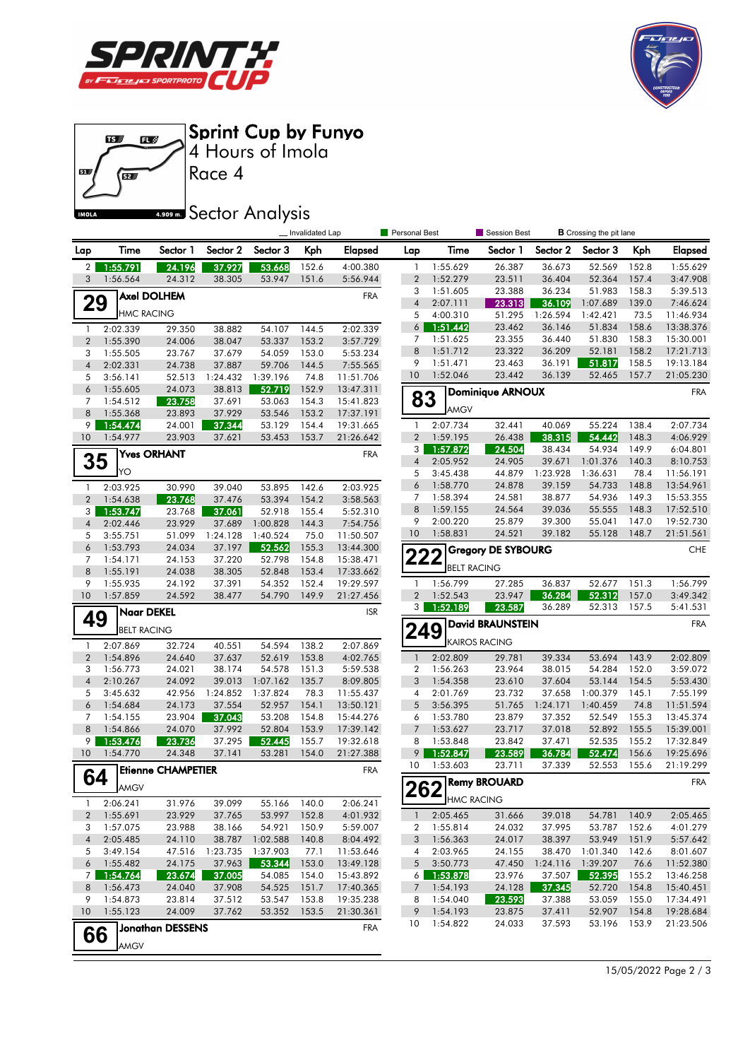# Sprint Cup by Funyo

4 Hours of Imola

Race 4

## Sector Analysis

_ Invalidated Lap | Personal Best | Session Best | B Crossing the pit lane

| Lap | Time | Sector 1 | Sector 2 | Sector 3 | Kph | Elapsed |
|---|---|---|---|---|---|---|
| 2 | 1:55.791 | 24.196 | 37.927 | 53.668 | 152.6 | 4:00.380 |
| 3 | 1:56.564 | 24.312 | 38.305 | 53.947 | 151.6 | 5:56.944 |

### 29 Axel DOLHEM — FRA — HMC RACING

| Lap | Time | Sector 1 | Sector 2 | Sector 3 | Kph | Elapsed |
|---|---|---|---|---|---|---|
| 1 | 2:02.339 | 29.350 | 38.882 | 54.107 | 144.5 | 2:02.339 |
| 2 | 1:55.390 | 24.006 | 38.047 | 53.337 | 153.2 | 3:57.729 |
| 3 | 1:55.505 | 23.767 | 37.679 | 54.059 | 153.0 | 5:53.234 |
| 4 | 2:02.331 | 24.738 | 37.887 | 59.706 | 144.5 | 7:55.565 |
| 5 | 3:56.141 | 52.513 | 1:24.432 | 1:39.196 | 74.8 | 11:51.706 |
| 6 | 1:55.605 | 24.073 | 38.813 | 52.719 | 152.9 | 13:47.311 |
| 7 | 1:54.512 | 23.758 | 37.691 | 53.063 | 154.3 | 15:41.823 |
| 8 | 1:55.368 | 23.893 | 37.929 | 53.546 | 153.2 | 17:37.191 |
| 9 | 1:54.474 | 24.001 | 37.344 | 53.129 | 154.4 | 19:31.665 |
| 10 | 1:54.977 | 23.903 | 37.621 | 53.453 | 153.7 | 21:26.642 |

### 35 Yves ORHANT — FRA — YO

| Lap | Time | Sector 1 | Sector 2 | Sector 3 | Kph | Elapsed |
|---|---|---|---|---|---|---|
| 1 | 2:03.925 | 30.990 | 39.040 | 53.895 | 142.6 | 2:03.925 |
| 2 | 1:54.638 | 23.768 | 37.476 | 53.394 | 154.2 | 3:58.563 |
| 3 | 1:53.747 | 23.768 | 37.061 | 52.918 | 155.4 | 5:52.310 |
| 4 | 2:02.446 | 23.929 | 37.689 | 1:00.828 | 144.3 | 7:54.756 |
| 5 | 3:55.751 | 51.099 | 1:24.128 | 1:40.524 | 75.0 | 11:50.507 |
| 6 | 1:53.793 | 24.034 | 37.197 | 52.562 | 155.3 | 13:44.300 |
| 7 | 1:54.171 | 24.153 | 37.220 | 52.798 | 154.8 | 15:38.471 |
| 8 | 1:55.191 | 24.038 | 38.305 | 52.848 | 153.4 | 17:33.662 |
| 9 | 1:55.935 | 24.192 | 37.391 | 54.352 | 152.4 | 19:29.597 |
| 10 | 1:57.859 | 24.592 | 38.477 | 54.790 | 149.9 | 21:27.456 |

### 49 Naor DEKEL — ISR — BELT RACING

| Lap | Time | Sector 1 | Sector 2 | Sector 3 | Kph | Elapsed |
|---|---|---|---|---|---|---|
| 1 | 2:07.869 | 32.724 | 40.551 | 54.594 | 138.2 | 2:07.869 |
| 2 | 1:54.896 | 24.640 | 37.637 | 52.619 | 153.8 | 4:02.765 |
| 3 | 1:56.773 | 24.021 | 38.174 | 54.578 | 151.3 | 5:59.538 |
| 4 | 2:10.267 | 24.092 | 39.013 | 1:07.162 | 135.7 | 8:09.805 |
| 5 | 3:45.632 | 42.956 | 1:24.852 | 1:37.824 | 78.3 | 11:55.437 |
| 6 | 1:54.684 | 24.173 | 37.554 | 52.957 | 154.1 | 13:50.121 |
| 7 | 1:54.155 | 23.904 | 37.043 | 53.208 | 154.8 | 15:44.276 |
| 8 | 1:54.866 | 24.070 | 37.992 | 52.804 | 153.9 | 17:39.142 |
| 9 | 1:53.476 | 23.736 | 37.295 | 52.445 | 155.7 | 19:32.618 |
| 10 | 1:54.770 | 24.348 | 37.141 | 53.281 | 154.0 | 21:27.388 |

### 64 Etienne CHAMPETIER — FRA — AMGV

| Lap | Time | Sector 1 | Sector 2 | Sector 3 | Kph | Elapsed |
|---|---|---|---|---|---|---|
| 1 | 2:06.241 | 31.976 | 39.099 | 55.166 | 140.0 | 2:06.241 |
| 2 | 1:55.691 | 23.929 | 37.765 | 53.997 | 152.8 | 4:01.932 |
| 3 | 1:57.075 | 23.988 | 38.166 | 54.921 | 150.9 | 5:59.007 |
| 4 | 2:05.485 | 24.110 | 38.787 | 1:02.588 | 140.8 | 8:04.492 |
| 5 | 3:49.154 | 47.516 | 1:23.735 | 1:37.903 | 77.1 | 11:53.646 |
| 6 | 1:55.482 | 24.175 | 37.963 | 53.344 | 153.0 | 13:49.128 |
| 7 | 1:54.764 | 23.674 | 37.005 | 54.085 | 154.0 | 15:43.892 |
| 8 | 1:56.473 | 24.040 | 37.908 | 54.525 | 151.7 | 17:40.365 |
| 9 | 1:54.873 | 23.814 | 37.512 | 53.547 | 153.8 | 19:35.238 |
| 10 | 1:55.123 | 24.009 | 37.762 | 53.352 | 153.5 | 21:30.361 |

### 66 Jonathan DESSENS — FRA — AMGV

| Lap | Time | Sector 1 | Sector 2 | Sector 3 | Kph | Elapsed |
|---|---|---|---|---|---|---|
| 1 | 1:55.629 | 26.387 | 36.673 | 52.569 | 152.8 | 1:55.629 |
| 2 | 1:52.279 | 23.511 | 36.404 | 52.364 | 157.4 | 3:47.908 |
| 3 | 1:51.605 | 23.388 | 36.234 | 51.983 | 158.3 | 5:39.513 |
| 4 | 2:07.111 | 23.313 | 36.109 | 1:07.689 | 139.0 | 7:46.624 |
| 5 | 4:00.310 | 51.295 | 1:26.594 | 1:42.421 | 73.5 | 11:46.934 |
| 6 | 1:51.442 | 23.462 | 36.146 | 51.834 | 158.6 | 13:38.376 |
| 7 | 1:51.625 | 23.355 | 36.440 | 51.830 | 158.3 | 15:30.001 |
| 8 | 1:51.712 | 23.322 | 36.209 | 52.181 | 158.2 | 17:21.713 |
| 9 | 1:51.471 | 23.463 | 36.191 | 51.817 | 158.5 | 19:13.184 |
| 10 | 1:52.046 | 23.442 | 36.139 | 52.465 | 157.7 | 21:05.230 |

### 83 Dominique ARNOUX — FRA — AMGV

| Lap | Time | Sector 1 | Sector 2 | Sector 3 | Kph | Elapsed |
|---|---|---|---|---|---|---|
| 1 | 2:07.734 | 32.441 | 40.069 | 55.224 | 138.4 | 2:07.734 |
| 2 | 1:59.195 | 26.438 | 38.315 | 54.442 | 148.3 | 4:06.929 |
| 3 | 1:57.872 | 24.504 | 38.434 | 54.934 | 149.9 | 6:04.801 |
| 4 | 2:05.952 | 24.905 | 39.671 | 1:01.376 | 140.3 | 8:10.753 |
| 5 | 3:45.438 | 44.879 | 1:23.928 | 1:36.631 | 78.4 | 11:56.191 |
| 6 | 1:58.770 | 24.878 | 39.159 | 54.733 | 148.8 | 13:54.961 |
| 7 | 1:58.394 | 24.581 | 38.877 | 54.936 | 149.3 | 15:53.355 |
| 8 | 1:59.155 | 24.564 | 39.036 | 55.555 | 148.3 | 17:52.510 |
| 9 | 2:00.220 | 25.879 | 39.300 | 55.041 | 147.0 | 19:52.730 |
| 10 | 1:58.831 | 24.521 | 39.182 | 55.128 | 148.7 | 21:51.561 |

### 222 Gregory DE SYBOURG — CHE — BELT RACING

| Lap | Time | Sector 1 | Sector 2 | Sector 3 | Kph | Elapsed |
|---|---|---|---|---|---|---|
| 1 | 1:56.799 | 27.285 | 36.837 | 52.677 | 151.3 | 1:56.799 |
| 2 | 1:52.543 | 23.947 | 36.284 | 52.312 | 157.0 | 3:49.342 |
| 3 | 1:52.189 | 23.587 | 36.289 | 52.313 | 157.5 | 5:41.531 |

### 249 David BRAUNSTEIN — FRA — KAIROS RACING

| Lap | Time | Sector 1 | Sector 2 | Sector 3 | Kph | Elapsed |
|---|---|---|---|---|---|---|
| 1 | 2:02.809 | 29.781 | 39.334 | 53.694 | 143.9 | 2:02.809 |
| 2 | 1:56.263 | 23.964 | 38.015 | 54.284 | 152.0 | 3:59.072 |
| 3 | 1:54.358 | 23.610 | 37.604 | 53.144 | 154.5 | 5:53.430 |
| 4 | 2:01.769 | 23.732 | 37.658 | 1:00.379 | 145.1 | 7:55.199 |
| 5 | 3:56.395 | 51.765 | 1:24.171 | 1:40.459 | 74.8 | 11:51.594 |
| 6 | 1:53.780 | 23.879 | 37.352 | 52.549 | 155.3 | 13:45.374 |
| 7 | 1:53.627 | 23.717 | 37.018 | 52.892 | 155.5 | 15:39.001 |
| 8 | 1:53.848 | 23.842 | 37.471 | 52.535 | 155.2 | 17:32.849 |
| 9 | 1:52.847 | 23.589 | 36.784 | 52.474 | 156.6 | 19:25.696 |
| 10 | 1:53.603 | 23.711 | 37.339 | 52.553 | 155.6 | 21:19.299 |

### 262 Remy BROUARD — FRA — HMC RACING

| Lap | Time | Sector 1 | Sector 2 | Sector 3 | Kph | Elapsed |
|---|---|---|---|---|---|---|
| 1 | 2:05.465 | 31.666 | 39.018 | 54.781 | 140.9 | 2:05.465 |
| 2 | 1:55.814 | 24.032 | 37.995 | 53.787 | 152.6 | 4:01.279 |
| 3 | 1:56.363 | 24.017 | 38.397 | 53.949 | 151.9 | 5:57.642 |
| 4 | 2:03.965 | 24.155 | 38.470 | 1:01.340 | 142.6 | 8:01.607 |
| 5 | 3:50.773 | 47.450 | 1:24.116 | 1:39.207 | 76.6 | 11:52.380 |
| 6 | 1:53.878 | 23.976 | 37.507 | 52.395 | 155.2 | 13:46.258 |
| 7 | 1:54.193 | 24.128 | 37.345 | 52.720 | 154.8 | 15:40.451 |
| 8 | 1:54.040 | 23.593 | 37.388 | 53.059 | 155.0 | 17:34.491 |
| 9 | 1:54.193 | 23.875 | 37.411 | 52.907 | 154.8 | 19:28.684 |
| 10 | 1:54.822 | 24.033 | 37.593 | 53.196 | 153.9 | 21:23.506 |

15/05/2022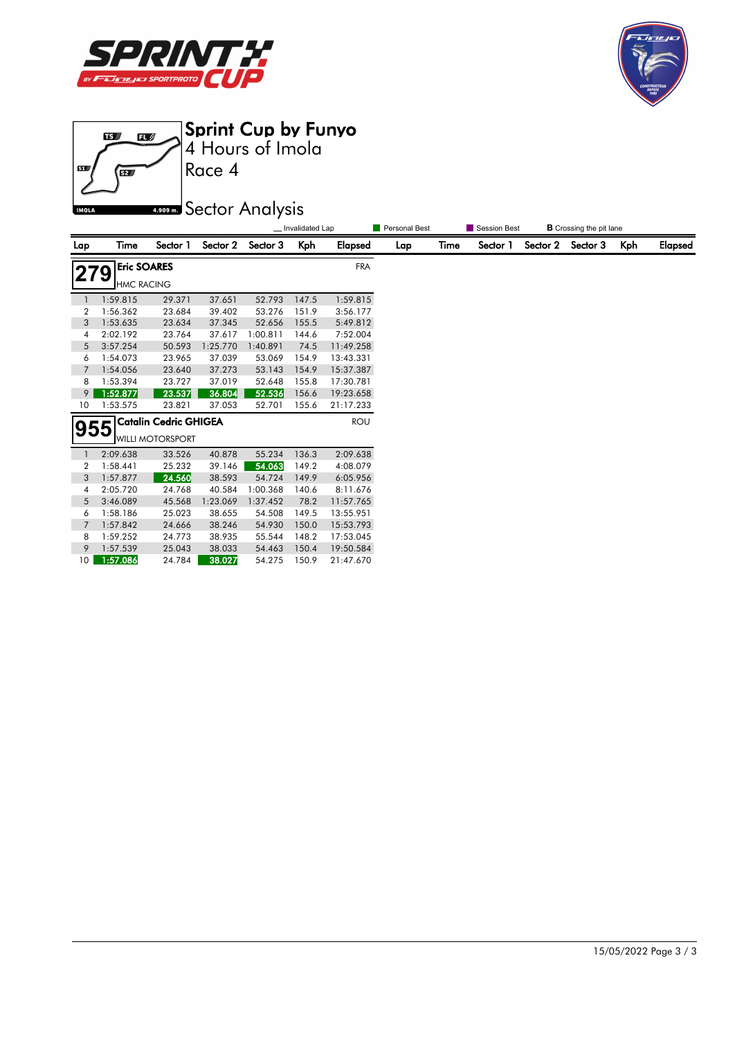# Sprint Cup by Funyo

4 Hours of Imola

Race 4

## Sector Analysis

__ Invalidated Lap | Personal Best | Session Best | **B** Crossing the pit lane

### 279 Eric SOARES — FRA
HMC RACING

| Lap | Time | Sector 1 | Sector 2 | Sector 3 | Kph | Elapsed |
|---|---|---|---|---|---|---|
| 1 | 1:59.815 | 29.371 | 37.651 | 52.793 | 147.5 | 1:59.815 |
| 2 | 1:56.362 | 23.684 | 39.402 | 53.276 | 151.9 | 3:56.177 |
| 3 | 1:53.635 | 23.634 | 37.345 | 52.656 | 155.5 | 5:49.812 |
| 4 | 2:02.192 | 23.764 | 37.617 | 1:00.811 | 144.6 | 7:52.004 |
| 5 | 3:57.254 | 50.593 | 1:25.770 | 1:40.891 | 74.5 | 11:49.258 |
| 6 | 1:54.073 | 23.965 | 37.039 | 53.069 | 154.9 | 13:43.331 |
| 7 | 1:54.056 | 23.640 | 37.273 | 53.143 | 154.9 | 15:37.387 |
| 8 | 1:53.394 | 23.727 | 37.019 | 52.648 | 155.8 | 17:30.781 |
| 9 | 1:52.877 | 23.537 | 36.804 | 52.536 | 156.6 | 19:23.658 |
| 10 | 1:53.575 | 23.821 | 37.053 | 52.701 | 155.6 | 21:17.233 |

### 955 Catalin Cedric GHIGEA — ROU
WILLI MOTORSPORT

| Lap | Time | Sector 1 | Sector 2 | Sector 3 | Kph | Elapsed |
|---|---|---|---|---|---|---|
| 1 | 2:09.638 | 33.526 | 40.878 | 55.234 | 136.3 | 2:09.638 |
| 2 | 1:58.441 | 25.232 | 39.146 | 54.063 | 149.2 | 4:08.079 |
| 3 | 1:57.877 | 24.560 | 38.593 | 54.724 | 149.9 | 6:05.956 |
| 4 | 2:05.720 | 24.768 | 40.584 | 1:00.368 | 140.6 | 8:11.676 |
| 5 | 3:46.089 | 45.568 | 1:23.069 | 1:37.452 | 78.2 | 11:57.765 |
| 6 | 1:58.186 | 25.023 | 38.655 | 54.508 | 149.5 | 13:55.951 |
| 7 | 1:57.842 | 24.666 | 38.246 | 54.930 | 150.0 | 15:53.793 |
| 8 | 1:59.252 | 24.773 | 38.935 | 55.544 | 148.2 | 17:53.045 |
| 9 | 1:57.539 | 25.043 | 38.033 | 54.463 | 150.4 | 19:50.584 |
| 10 | 1:57.086 | 24.784 | 38.027 | 54.275 | 150.9 | 21:47.670 |

15/05/2022